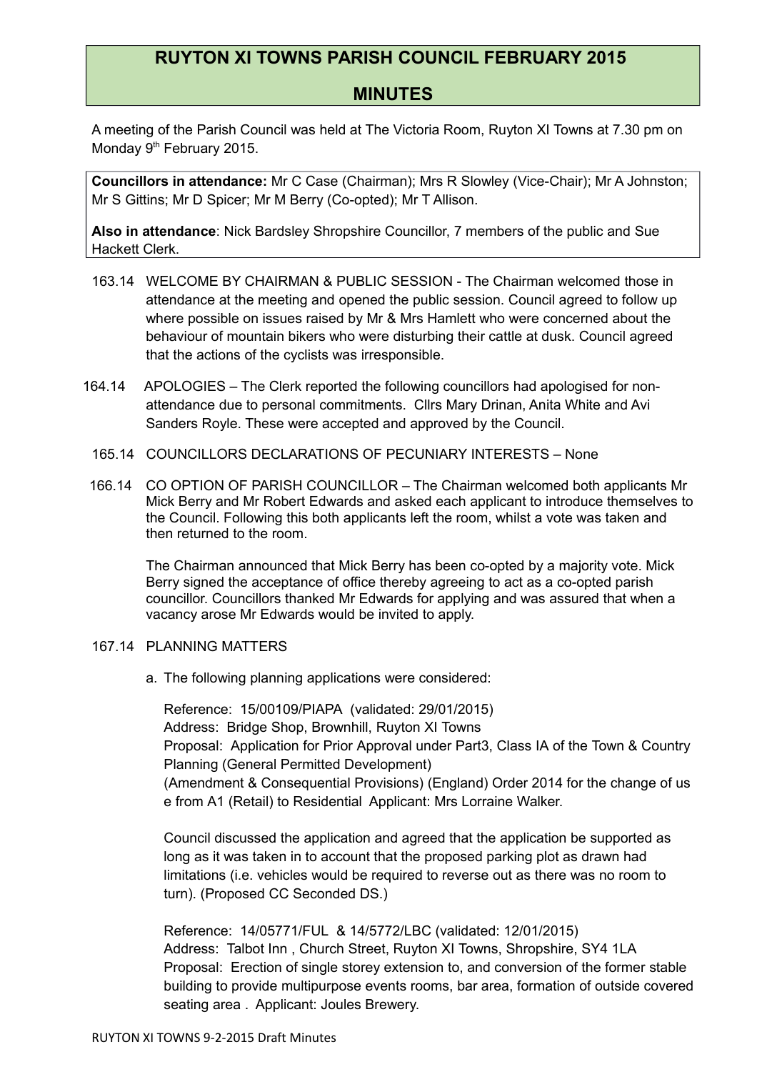# RUYTON XI TOWNS PARISH COUNCIL FEBRUARY 2015

## MINUTES

A meeting of the Parish Council was held at The Victoria Room, Ruyton XI Towns at 7.30 pm on Monday 9th February 2015.

**Councillors in attendance:** Mr C Case (Chairman); Mrs R Slowley (Vice-Chair); Mr A Johnston; Mr S Gittins; Mr D Spicer; Mr M Berry (Co-opted); Mr T Allison.

**Also in attendance**: Nick Bardsley Shropshire Councillor, 7 members of the public and Sue Hackett Clerk.

163.14 WELCOME BY CHAIRMAN & PUBLIC SESSION - The Chairman welcomed those in attendance at the meeting and opened the public session. Council agreed to follow up where possible on issues raised by Mr & Mrs Hamlett who were concerned about the behaviour of mountain bikers who were disturbing their cattle at dusk. Council agreed that the actions of the cyclists was irresponsible.

164.14 APOLOGIES – The Clerk reported the following councillors had apologised for non-attendance due to personal commitments. Cllrs Mary Drinan, Anita White and Avi Sanders Royle. These were accepted and approved by the Council.

165.14 COUNCILLORS DECLARATIONS OF PECUNIARY INTERESTS – None

166.14 CO OPTION OF PARISH COUNCILLOR – The Chairman welcomed both applicants Mr Mick Berry and Mr Robert Edwards and asked each applicant to introduce themselves to the Council. Following this both applicants left the room, whilst a vote was taken and then returned to the room.

The Chairman announced that Mick Berry has been co-opted by a majority vote. Mick Berry signed the acceptance of office thereby agreeing to act as a co-opted parish councillor. Councillors thanked Mr Edwards for applying and was assured that when a vacancy arose Mr Edwards would be invited to apply.

167.14 PLANNING MATTERS

a. The following planning applications were considered:

Reference: 15/00109/PIAPA (validated: 29/01/2015)
Address: Bridge Shop, Brownhill, Ruyton XI Towns
Proposal: Application for Prior Approval under Part3, Class IA of the Town & Country Planning (General Permitted Development)
(Amendment & Consequential Provisions) (England) Order 2014 for the change of us e from A1 (Retail) to Residential Applicant: Mrs Lorraine Walker.

Council discussed the application and agreed that the application be supported as long as it was taken in to account that the proposed parking plot as drawn had limitations (i.e. vehicles would be required to reverse out as there was no room to turn). (Proposed CC Seconded DS.)

Reference: 14/05771/FUL & 14/5772/LBC (validated: 12/01/2015)
Address: Talbot Inn , Church Street, Ruyton XI Towns, Shropshire, SY4 1LA
Proposal: Erection of single storey extension to, and conversion of the former stable building to provide multipurpose events rooms, bar area, formation of outside covered seating area . Applicant: Joules Brewery.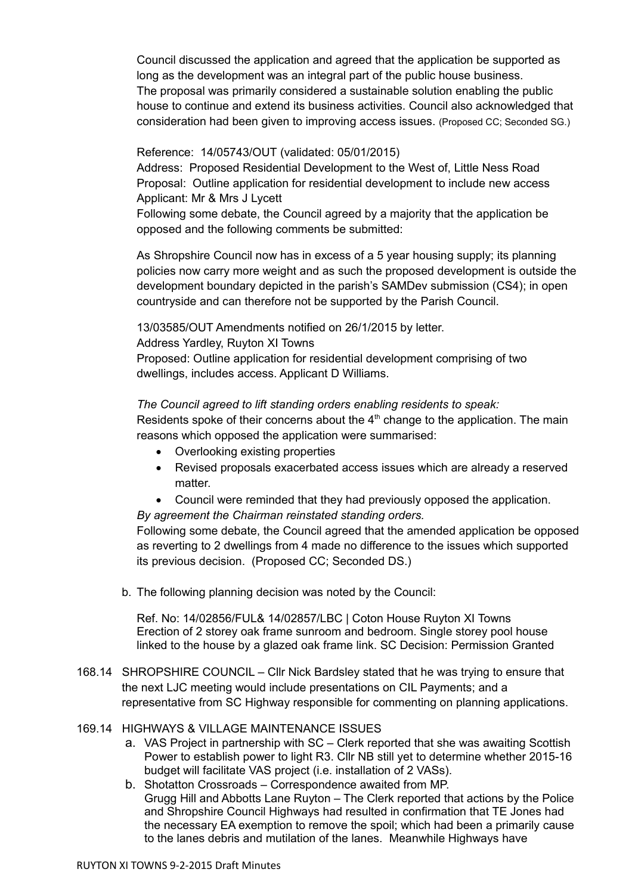Council discussed the application and agreed that the application be supported as long as the development was an integral part of the public house business. The proposal was primarily considered a sustainable solution enabling the public house to continue and extend its business activities. Council also acknowledged that consideration had been given to improving access issues. (Proposed CC; Seconded SG.)

Reference: 14/05743/OUT (validated: 05/01/2015)
Address: Proposed Residential Development to the West of, Little Ness Road
Proposal: Outline application for residential development to include new access
Applicant: Mr & Mrs J Lycett
Following some debate, the Council agreed by a majority that the application be opposed and the following comments be submitted:

As Shropshire Council now has in excess of a 5 year housing supply; its planning policies now carry more weight and as such the proposed development is outside the development boundary depicted in the parish's SAMDev submission (CS4); in open countryside and can therefore not be supported by the Parish Council.

13/03585/OUT Amendments notified on 26/1/2015 by letter.
Address Yardley, Ruyton XI Towns
Proposed: Outline application for residential development comprising of two dwellings, includes access. Applicant D Williams.

*The Council agreed to lift standing orders enabling residents to speak:*
Residents spoke of their concerns about the 4th change to the application. The main reasons which opposed the application were summarised:

- Overlooking existing properties
- Revised proposals exacerbated access issues which are already a reserved matter.
- Council were reminded that they had previously opposed the application.

*By agreement the Chairman reinstated standing orders.*
Following some debate, the Council agreed that the amended application be opposed as reverting to 2 dwellings from 4 made no difference to the issues which supported its previous decision. (Proposed CC; Seconded DS.)

b. The following planning decision was noted by the Council:

Ref. No: 14/02856/FUL& 14/02857/LBC | Coton House Ruyton XI Towns
Erection of 2 storey oak frame sunroom and bedroom. Single storey pool house linked to the house by a glazed oak frame link. SC Decision: Permission Granted

168.14 SHROPSHIRE COUNCIL – Cllr Nick Bardsley stated that he was trying to ensure that the next LJC meeting would include presentations on CIL Payments; and a representative from SC Highway responsible for commenting on planning applications.

169.14 HIGHWAYS & VILLAGE MAINTENANCE ISSUES

a. VAS Project in partnership with SC – Clerk reported that she was awaiting Scottish Power to establish power to light R3. Cllr NB still yet to determine whether 2015-16 budget will facilitate VAS project (i.e. installation of 2 VASs).

b. Shotatton Crossroads – Correspondence awaited from MP.
Grugg Hill and Abbotts Lane Ruyton – The Clerk reported that actions by the Police and Shropshire Council Highways had resulted in confirmation that TE Jones had the necessary EA exemption to remove the spoil; which had been a primarily cause to the lanes debris and mutilation of the lanes. Meanwhile Highways have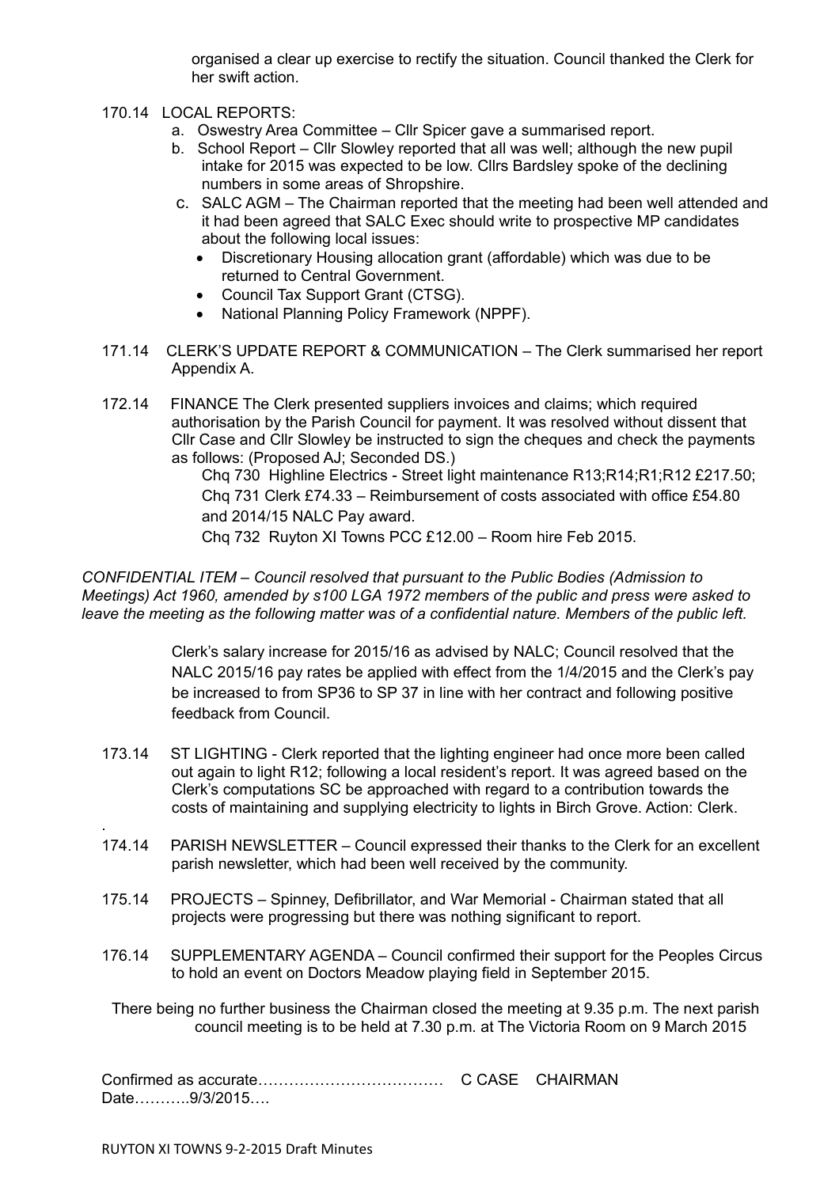organised a clear up exercise to rectify the situation. Council thanked the Clerk for her swift action.

170.14 LOCAL REPORTS:

a. Oswestry Area Committee – Cllr Spicer gave a summarised report.
b. School Report – Cllr Slowley reported that all was well; although the new pupil intake for 2015 was expected to be low. Cllrs Bardsley spoke of the declining numbers in some areas of Shropshire.
c. SALC AGM – The Chairman reported that the meeting had been well attended and it had been agreed that SALC Exec should write to prospective MP candidates about the following local issues:
   - Discretionary Housing allocation grant (affordable) which was due to be returned to Central Government.
   - Council Tax Support Grant (CTSG).
   - National Planning Policy Framework (NPPF).

171.14 CLERK'S UPDATE REPORT & COMMUNICATION – The Clerk summarised her report Appendix A.

172.14 FINANCE The Clerk presented suppliers invoices and claims; which required authorisation by the Parish Council for payment. It was resolved without dissent that Cllr Case and Cllr Slowley be instructed to sign the cheques and check the payments as follows: (Proposed AJ; Seconded DS.)

Chq 730 Highline Electrics - Street light maintenance R13;R14;R1;R12 £217.50;
Chq 731 Clerk £74.33 – Reimbursement of costs associated with office £54.80 and 2014/15 NALC Pay award.
Chq 732 Ruyton XI Towns PCC £12.00 – Room hire Feb 2015.

*CONFIDENTIAL ITEM – Council resolved that pursuant to the Public Bodies (Admission to Meetings) Act 1960, amended by s100 LGA 1972 members of the public and press were asked to leave the meeting as the following matter was of a confidential nature. Members of the public left.*

Clerk's salary increase for 2015/16 as advised by NALC; Council resolved that the NALC 2015/16 pay rates be applied with effect from the 1/4/2015 and the Clerk's pay be increased to from SP36 to SP 37 in line with her contract and following positive feedback from Council.

173.14 ST LIGHTING - Clerk reported that the lighting engineer had once more been called out again to light R12; following a local resident's report. It was agreed based on the Clerk's computations SC be approached with regard to a contribution towards the costs of maintaining and supplying electricity to lights in Birch Grove. Action: Clerk.

.

174.14 PARISH NEWSLETTER – Council expressed their thanks to the Clerk for an excellent parish newsletter, which had been well received by the community.

175.14 PROJECTS – Spinney, Defibrillator, and War Memorial - Chairman stated that all projects were progressing but there was nothing significant to report.

176.14 SUPPLEMENTARY AGENDA – Council confirmed their support for the Peoples Circus to hold an event on Doctors Meadow playing field in September 2015.

There being no further business the Chairman closed the meeting at 9.35 p.m. The next parish council meeting is to be held at 7.30 p.m. at The Victoria Room on 9 March 2015

Confirmed as accurate……………………………… C CASE CHAIRMAN
Date………..9/3/2015….

RUYTON XI TOWNS 9-2-2015 Draft Minutes